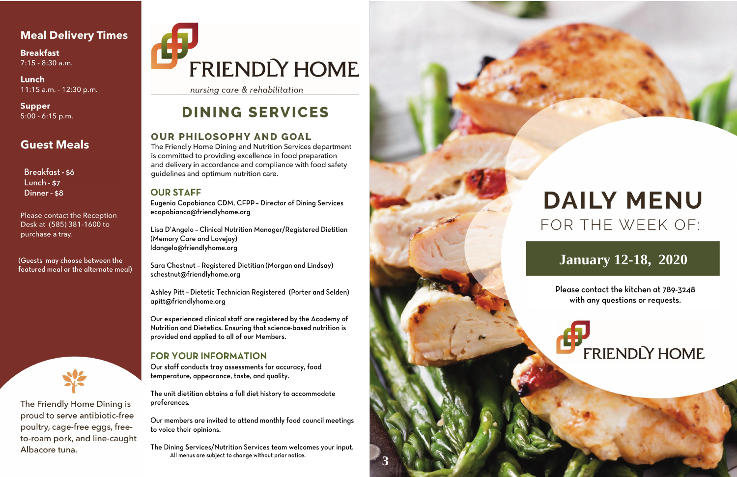## Meal Delivery Times

**Breakfast**
7:15 - 8:30 a.m.

**Lunch**
11:15 a.m. - 12:30 p.m.

**Supper**
5:00 - 6:15 p.m.

## Guest Meals

Breakfast - $6
Lunch - $7
Dinner - $8

Please contact the Reception Desk at (585) 381-1600 to purchase a tray.

(Guests may choose between the featured meal or the alternate meal)

The Friendly Home Dining is proud to serve antibiotic-free poultry, cage-free eggs, free-to-roam pork, and line-caught Albacore tuna.

# FRIENDLY HOME

*nursing care & rehabilitation*

# DINING SERVICES

## OUR PHILOSOPHY AND GOAL

The Friendly Home Dining and Nutrition Services department is committed to providing excellence in food preparation and delivery in accordance and compliance with food safety guidelines and optimum nutrition care.

## OUR STAFF

Eugenia Capobianco CDM, CFPP – Director of Dining Services
ecapobianco@friendlyhome.org

Lisa D'Angelo – Clinical Nutrition Manager/Registered Dietitian (Memory Care and Lovejoy)
ldangelo@friendlyhome.org

Sara Chestnut – Registered Dietitian (Morgan and Lindsay)
schestnut@friendlyhome.org

Ashley Pitt – Dietetic Technician Registered (Porter and Selden)
apitt@friendlyhome.org

Our experienced clinical staff are registered by the Academy of Nutrition and Dietetics. Ensuring that science-based nutrition is provided and applied to all of our Members.

## FOR YOUR INFORMATION

Our staff conducts tray assessments for accuracy, food temperature, appearance, taste, and quality.

The unit dietitian obtains a full diet history to accommodate preferences.

Our members are invited to attend monthly food council meetings to voice their opinions.

The Dining Services/Nutrition Services team welcomes your input.

All menus are subject to change without prior notice.

# DAILY MENU

FOR THE WEEK OF:

**January 12-18, 2020**

Please contact the kitchen at 789-3248 with any questions or requests.

FRIENDLY HOME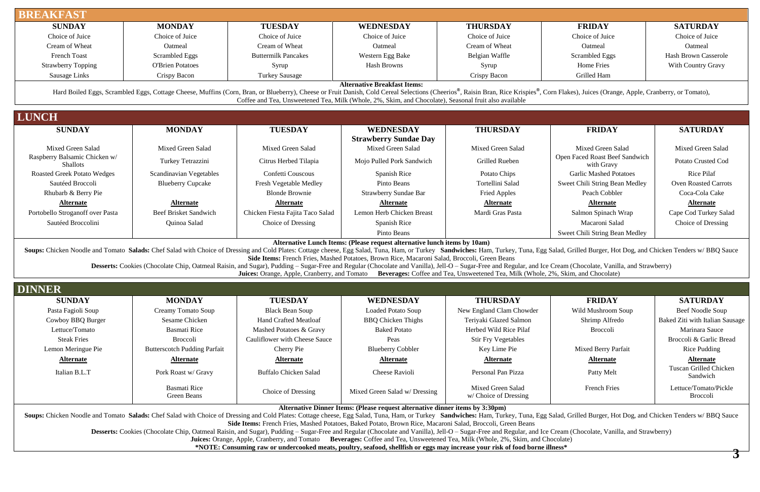## BREAKFAST

| SUNDAY | MONDAY | TUESDAY | WEDNESDAY | THURSDAY | FRIDAY | SATURDAY |
|---|---|---|---|---|---|---|
| Choice of Juice | Choice of Juice | Choice of Juice | Choice of Juice | Choice of Juice | Choice of Juice | Choice of Juice |
| Cream of Wheat | Oatmeal | Cream of Wheat | Oatmeal | Cream of Wheat | Oatmeal | Oatmeal |
| French Toast | Scrambled Eggs | Buttermilk Pancakes | Western Egg Bake | Belgian Waffle | Scrambled Eggs | Hash Brown Casserole |
| Strawberry Topping | O'Brien Potatoes | Syrup | Hash Browns | Syrup | Home Fries | With Country Gravy |
| Sausage Links | Crispy Bacon | Turkey Sausage | | Crispy Bacon | Grilled Ham | |

**Alternative Breakfast Items:**
Hard Boiled Eggs, Scrambled Eggs, Cottage Cheese, Muffins (Corn, Bran, or Blueberry), Cheese or Fruit Danish, Cold Cereal Selections (Cheerios®, Raisin Bran, Rice Krispies®, Corn Flakes), Juices (Orange, Apple, Cranberry, or Tomato), Coffee and Tea, Unsweetened Tea, Milk (Whole, 2%, Skim, and Chocolate), Seasonal fruit also available

## LUNCH

| SUNDAY | MONDAY | TUESDAY | WEDNESDAY | THURSDAY | FRIDAY | SATURDAY |
|---|---|---|---|---|---|---|
| | | | **Strawberry Sundae Day** | | | |
| Mixed Green Salad | Mixed Green Salad | Mixed Green Salad | Mixed Green Salad | Mixed Green Salad | Mixed Green Salad | Mixed Green Salad |
| Raspberry Balsamic Chicken w/ Shallots | Turkey Tetrazzini | Citrus Herbed Tilapia | Mojo Pulled Pork Sandwich | Grilled Rueben | Open Faced Roast Beef Sandwich with Gravy | Potato Crusted Cod |
| Roasted Greek Potato Wedges | Scandinavian Vegetables | Confetti Couscous | Spanish Rice | Potato Chips | Garlic Mashed Potatoes | Rice Pilaf |
| Sautéed Broccoli | Blueberry Cupcake | Fresh Vegetable Medley | Pinto Beans | Tortellini Salad | Sweet Chili String Bean Medley | Oven Roasted Carrots |
| Rhubarb & Berry Pie | | Blonde Brownie | Strawberry Sundae Bar | Fried Apples | Peach Cobbler | Coca-Cola Cake |
| **Alternate** | **Alternate** | **Alternate** | **Alternate** | **Alternate** | **Alternate** | **Alternate** |
| Portobello Stroganoff over Pasta | Beef Brisket Sandwich | Chicken Fiesta Fajita Taco Salad | Lemon Herb Chicken Breast | Mardi Gras Pasta | Salmon Spinach Wrap | Cape Cod Turkey Salad |
| Sautéed Broccolini | Quinoa Salad | Choice of Dressing | Spanish Rice | | Macaroni Salad | Choice of Dressing |
| | | | Pinto Beans | | Sweet Chili String Bean Medley | |

**Alternative Lunch Items: (Please request alternative lunch items by 10am)**
**Soups:** Chicken Noodle and Tomato **Salads:** Chef Salad with Choice of Dressing and Cold Plates: Cottage cheese, Egg Salad, Tuna, Ham, or Turkey **Sandwiches:** Ham, Turkey, Tuna, Egg Salad, Grilled Burger, Hot Dog, and Chicken Tenders w/ BBQ Sauce
**Side Items:** French Fries, Mashed Potatoes, Brown Rice, Macaroni Salad, Broccoli, Green Beans
**Desserts:** Cookies (Chocolate Chip, Oatmeal Raisin, and Sugar), Pudding – Sugar-Free and Regular (Chocolate and Vanilla), Jell-O – Sugar-Free and Regular, and Ice Cream (Chocolate, Vanilla, and Strawberry)
**Juices:** Orange, Apple, Cranberry, and Tomato **Beverages:** Coffee and Tea, Unsweetened Tea, Milk (Whole, 2%, Skim, and Chocolate)

## DINNER

| SUNDAY | MONDAY | TUESDAY | WEDNESDAY | THURSDAY | FRIDAY | SATURDAY |
|---|---|---|---|---|---|---|
| Pasta Fagioli Soup | Creamy Tomato Soup | Black Bean Soup | Loaded Potato Soup | New England Clam Chowder | Wild Mushroom Soup | Beef Noodle Soup |
| Cowboy BBQ Burger | Sesame Chicken | Hand Crafted Meatloaf | BBQ Chicken Thighs | Teriyaki Glazed Salmon | Shrimp Alfredo | Baked Ziti with Italian Sausage |
| Lettuce/Tomato | Basmati Rice | Mashed Potatoes & Gravy | Baked Potato | Herbed Wild Rice Pilaf | Broccoli | Marinara Sauce |
| Steak Fries | Broccoli | Cauliflower with Cheese Sauce | Peas | Stir Fry Vegetables | | Broccoli & Garlic Bread |
| Lemon Meringue Pie | Butterscotch Pudding Parfait | Cherry Pie | Blueberry Cobbler | Key Lime Pie | Mixed Berry Parfait | Rice Pudding |
| **Alternate** | **Alternate** | **Alternate** | **Alternate** | **Alternate** | **Alternate** | **Alternate** |
| Italian B.L.T | Pork Roast w/ Gravy | Buffalo Chicken Salad | Cheese Ravioli | Personal Pan Pizza | Patty Melt | Tuscan Grilled Chicken Sandwich |
| | Basmati Rice Green Beans | Choice of Dressing | Mixed Green Salad w/ Dressing | Mixed Green Salad w/ Choice of Dressing | French Fries | Lettuce/Tomato/Pickle Broccoli |

**Alternative Dinner Items: (Please request alternative dinner items by 3:30pm)**
**Soups:** Chicken Noodle and Tomato **Salads:** Chef Salad with Choice of Dressing and Cold Plates: Cottage cheese, Egg Salad, Tuna, Ham, or Turkey **Sandwiches:** Ham, Turkey, Tuna, Egg Salad, Grilled Burger, Hot Dog, and Chicken Tenders w/ BBQ Sauce
**Side Items:** French Fries, Mashed Potatoes, Baked Potato, Brown Rice, Macaroni Salad, Broccoli, Green Beans
**Desserts:** Cookies (Chocolate Chip, Oatmeal Raisin, and Sugar), Pudding – Sugar-Free and Regular (Chocolate and Vanilla), Jell-O – Sugar-Free and Regular, and Ice Cream (Chocolate, Vanilla, and Strawberry)
**Juices:** Orange, Apple, Cranberry, and Tomato **Beverages:** Coffee and Tea, Unsweetened Tea, Milk (Whole, 2%, Skim, and Chocolate)
**\*NOTE: Consuming raw or undercooked meats, poultry, seafood, shellfish or eggs may increase your risk of food borne illness\***